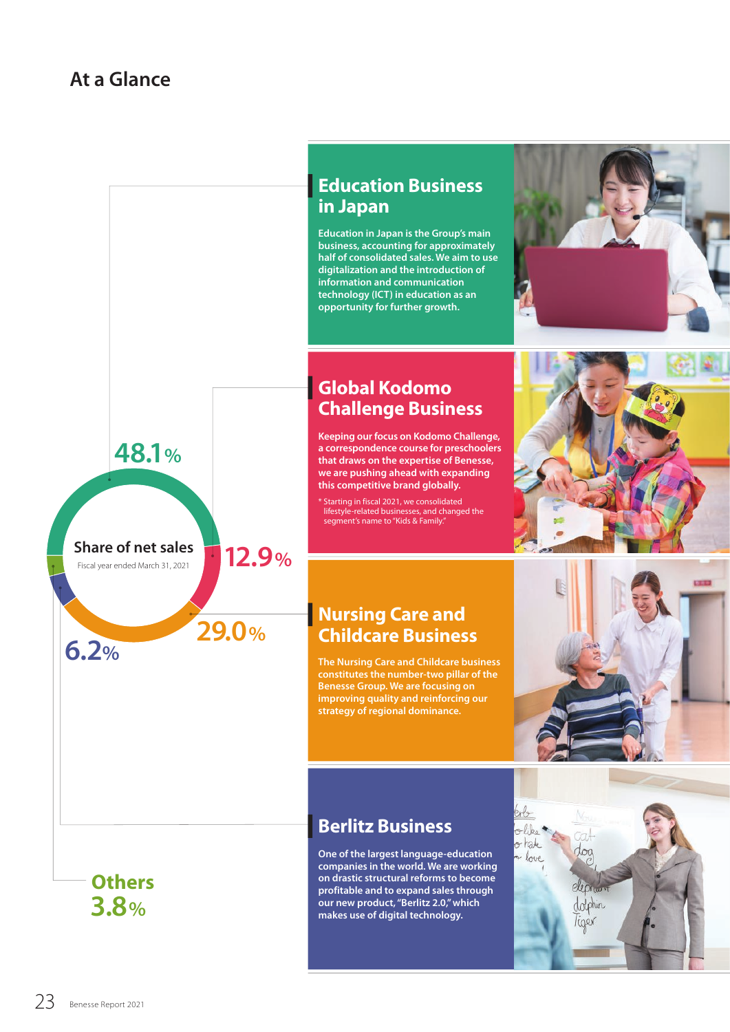# At a Glance

**Share of net sales**

Fiscal year ended March 31, 2021

48.1%

12.9%

29.0%

6.2%

Others 3.8%

## Education Business in Japan

Education in Japan is the Group's main business, accounting for approximately half of consolidated sales. We aim to use digitalization and the introduction of information and communication technology (ICT) in education as an opportunity for further growth.

## Global Kodomo Challenge Business

Keeping our focus on Kodomo Challenge, a correspondence course for preschoolers that draws on the expertise of Benesse, we are pushing ahead with expanding this competitive brand globally.

* Starting in fiscal 2021, we consolidated lifestyle-related businesses, and changed the segment's name to "Kids & Family."

## Nursing Care and Childcare Business

The Nursing Care and Childcare business constitutes the number-two pillar of the Benesse Group. We are focusing on improving quality and reinforcing our strategy of regional dominance.

## Berlitz Business

One of the largest language-education companies in the world. We are working on drastic structural reforms to become profitable and to expand sales through our new product, "Berlitz 2.0," which makes use of digital technology.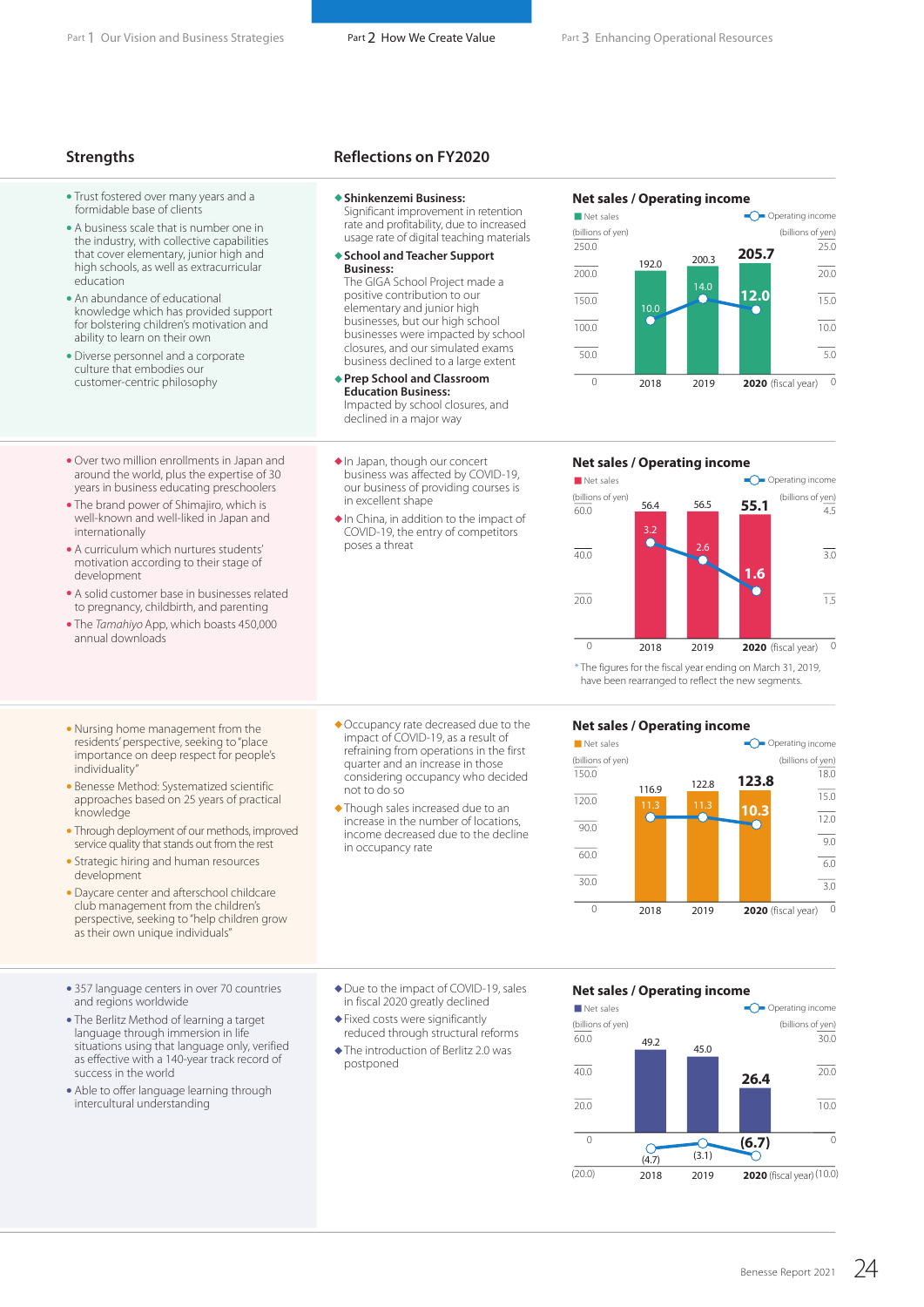## Strengths

## Reflections on FY2020

- Trust fostered over many years and a formidable base of clients
- A business scale that is number one in the industry, with collective capabilities that cover elementary, junior high and high schools, as well as extracurricular education
- An abundance of educational knowledge which has provided support for bolstering children's motivation and ability to learn on their own
- Diverse personnel and a corporate culture that embodies our customer-centric philosophy

◆ **Shinkenzemi Business:**
Significant improvement in retention rate and profitability, due to increased usage rate of digital teaching materials

◆ **School and Teacher Support Business:**
The GIGA School Project made a positive contribution to our elementary and junior high businesses, but our high school businesses were impacted by school closures, and our simulated exams business declined to a large extent

◆ **Prep School and Classroom Education Business:**
Impacted by school closures, and declined in a major way

**Net sales / Operating income**

| (fiscal year) | Net sales (billions of yen) | Operating income (billions of yen) |
|---|---|---|
| 2018 | 192.0 | 10.0 |
| 2019 | 200.3 | 14.0 |
| **2020** | **205.7** | **12.0** |

- Over two million enrollments in Japan and around the world, plus the expertise of 30 years in business educating preschoolers
- The brand power of Shimajiro, which is well-known and well-liked in Japan and internationally
- A curriculum which nurtures students' motivation according to their stage of development
- A solid customer base in businesses related to pregnancy, childbirth, and parenting
- The *Tamahiyo* App, which boasts 450,000 annual downloads

◆ In Japan, though our concert business was affected by COVID-19, our business of providing courses is in excellent shape

◆ In China, in addition to the impact of COVID-19, the entry of competitors poses a threat

**Net sales / Operating income**

| (fiscal year) | Net sales (billions of yen) | Operating income (billions of yen) |
|---|---|---|
| 2018 | 56.4 | 3.2 |
| 2019 | 56.5 | 2.6 |
| **2020** | **55.1** | **1.6** |

* The figures for the fiscal year ending on March 31, 2019, have been rearranged to reflect the new segments.

- Nursing home management from the residents' perspective, seeking to "place importance on deep respect for people's individuality"
- Benesse Method: Systematized scientific approaches based on 25 years of practical knowledge
- Through deployment of our methods, improved service quality that stands out from the rest
- Strategic hiring and human resources development
- Daycare center and afterschool childcare club management from the children's perspective, seeking to "help children grow as their own unique individuals"

◆ Occupancy rate decreased due to the impact of COVID-19, as a result of refraining from operations in the first quarter and an increase in those considering occupancy who decided not to do so

◆ Though sales increased due to an increase in the number of locations, income decreased due to the decline in occupancy rate

**Net sales / Operating income**

| (fiscal year) | Net sales (billions of yen) | Operating income (billions of yen) |
|---|---|---|
| 2018 | 116.9 | 11.3 |
| 2019 | 122.8 | 11.3 |
| **2020** | **123.8** | **10.3** |

- 357 language centers in over 70 countries and regions worldwide
- The Berlitz Method of learning a target language through immersion in life situations using that language only, verified as effective with a 140-year track record of success in the world
- Able to offer language learning through intercultural understanding

◆ Due to the impact of COVID-19, sales in fiscal 2020 greatly declined

◆ Fixed costs were significantly reduced through structural reforms

◆ The introduction of Berlitz 2.0 was postponed

**Net sales / Operating income**

| (fiscal year) | Net sales (billions of yen) | Operating income (billions of yen) |
|---|---|---|
| 2018 | 49.2 | (4.7) |
| 2019 | 45.0 | (3.1) |
| **2020** | **26.4** | **(6.7)** |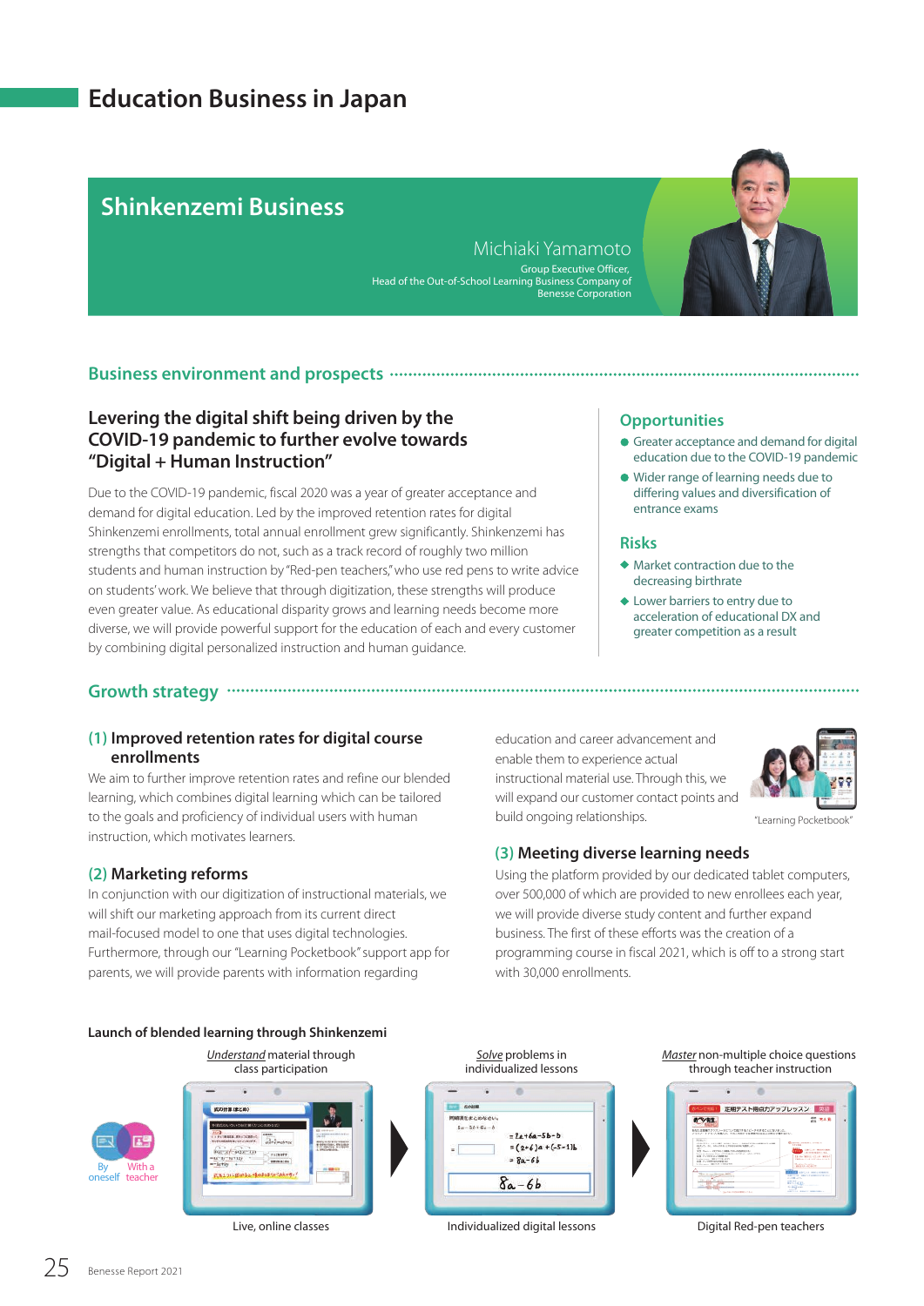# Education Business in Japan

## Shinkenzemi Business

Michiaki Yamamoto
Group Executive Officer,
Head of the Out-of-School Learning Business Company of
Benesse Corporation

### Business environment and prospects

#### Levering the digital shift being driven by the COVID-19 pandemic to further evolve towards "Digital + Human Instruction"

Due to the COVID-19 pandemic, fiscal 2020 was a year of greater acceptance and demand for digital education. Led by the improved retention rates for digital Shinkenzemi enrollments, total annual enrollment grew significantly. Shinkenzemi has strengths that competitors do not, such as a track record of roughly two million students and human instruction by "Red-pen teachers," who use red pens to write advice on students' work. We believe that through digitization, these strengths will produce even greater value. As educational disparity grows and learning needs become more diverse, we will provide powerful support for the education of each and every customer by combining digital personalized instruction and human guidance.

#### Opportunities

- Greater acceptance and demand for digital education due to the COVID-19 pandemic
- Wider range of learning needs due to differing values and diversification of entrance exams

#### Risks

- Market contraction due to the decreasing birthrate
- Lower barriers to entry due to acceleration of educational DX and greater competition as a result

### Growth strategy

#### (1) Improved retention rates for digital course enrollments

We aim to further improve retention rates and refine our blended learning, which combines digital learning which can be tailored to the goals and proficiency of individual users with human instruction, which motivates learners.

#### (2) Marketing reforms

In conjunction with our digitization of instructional materials, we will shift our marketing approach from its current direct mail-focused model to one that uses digital technologies. Furthermore, through our "Learning Pocketbook" support app for parents, we will provide parents with information regarding education and career advancement and enable them to experience actual instructional material use. Through this, we will expand our customer contact points and build ongoing relationships.

"Learning Pocketbook"

#### (3) Meeting diverse learning needs

Using the platform provided by our dedicated tablet computers, over 500,000 of which are provided to new enrollees each year, we will provide diverse study content and further expand business. The first of these efforts was the creation of a programming course in fiscal 2021, which is off to a strong start with 30,000 enrollments.

**Launch of blended learning through Shinkenzemi**

By oneself / With a teacher

*Understand* material through class participation — Live, online classes

*Solve* problems in individualized lessons — Individualized digital lessons

*Master* non-multiple choice questions through teacher instruction — Digital Red-pen teachers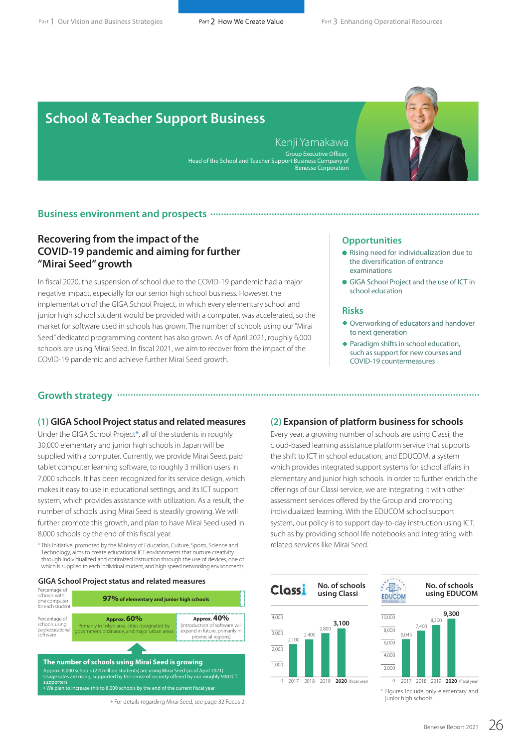# School & Teacher Support Business

Kenji Yamakawa
Group Executive Officer,
Head of the School and Teacher Support Business Company of Benesse Corporation

## Business environment and prospects

### Recovering from the impact of the COVID-19 pandemic and aiming for further "Mirai Seed" growth

In fiscal 2020, the suspension of school due to the COVID-19 pandemic had a major negative impact, especially for our senior high school business. However, the implementation of the GIGA School Project, in which every elementary school and junior high school student would be provided with a computer, was accelerated, so the market for software used in schools has grown. The number of schools using our "Mirai Seed" dedicated programming content has also grown. As of April 2021, roughly 6,000 schools are using Mirai Seed. In fiscal 2021, we aim to recover from the impact of the COVID-19 pandemic and achieve further Mirai Seed growth.

### Opportunities

- Rising need for individualization due to the diversification of entrance examinations
- GIGA School Project and the use of ICT in school education

### Risks

- Overworking of educators and handover to next generation
- Paradigm shifts in school education, such as support for new courses and COVID-19 countermeasures

## Growth strategy

### (1) GIGA School Project status and related measures

Under the GIGA School Project*, all of the students in roughly 30,000 elementary and junior high schools in Japan will be supplied with a computer. Currently, we provide Mirai Seed, paid tablet computer learning software, to roughly 3 million users in 7,000 schools. It has been recognized for its service design, which makes it easy to use in educational settings, and its ICT support system, which provides assistance with utilization. As a result, the number of schools using Mirai Seed is steadily growing. We will further promote this growth, and plan to have Mirai Seed used in 8,000 schools by the end of this fiscal year.

\* This initiative, promoted by the Ministry of Education, Culture, Sports, Science and Technology, aims to create educational ICT environments that nurture creativity through individualized and optimized instruction through the use of devices, one of which is supplied to each individual student, and high speed networking environments.

**GIGA School Project status and related measures**

| | | |
|---|---|---|
| Percentage of schools with one computer for each student | **97%** of elementary and junior high schools | |
| Percentage of schools using paid educational software | **Approx. 60%** Primarily in Tokyo area, cities designated by government ordinance, and major urban areas | **Approx. 40%** (introduction of software will expand in future, primarily in provincial regions) |

**The number of schools using Mirai Seed is growing**
Approx. 6,000 schools (2.4 million students) are using Mirai Seed (as of April 2021)
Usage rates are rising, supported by the sense of security offered by our roughly 900 ICT supporters
» We plan to increase this to 8,000 schools by the end of the current fiscal year

» For details regarding Mirai Seed, see page 32 Focus 2

### (2) Expansion of platform business for schools

Every year, a growing number of schools are using Classi, the cloud-based learning assistance platform service that supports the shift to ICT in school education, and EDUCOM, a system which provides integrated support systems for school affairs in elementary and junior high schools. In order to further enrich the offerings of our Classi service, we are integrating it with other assessment services offered by the Group and promoting individualized learning. With the EDUCOM school support system, our policy is to support day-to-day instruction using ICT, such as by providing school life notebooks and integrating with related services like Mirai Seed.

**Classi — No. of schools using Classi**

| Fiscal year | 2017 | 2018 | 2019 | 2020 |
|---|---|---|---|---|
| No. of schools | 2,100 | 2,400 | 2,800 | 3,100 |

**EDUCOM — No. of schools using EDUCOM**

| Fiscal year | 2017 | 2018 | 2019 | 2020 |
|---|---|---|---|---|
| No. of schools | 6,045 | 7,400 | 8,300 | 9,300 |

\* Figures include only elementary and junior high schools.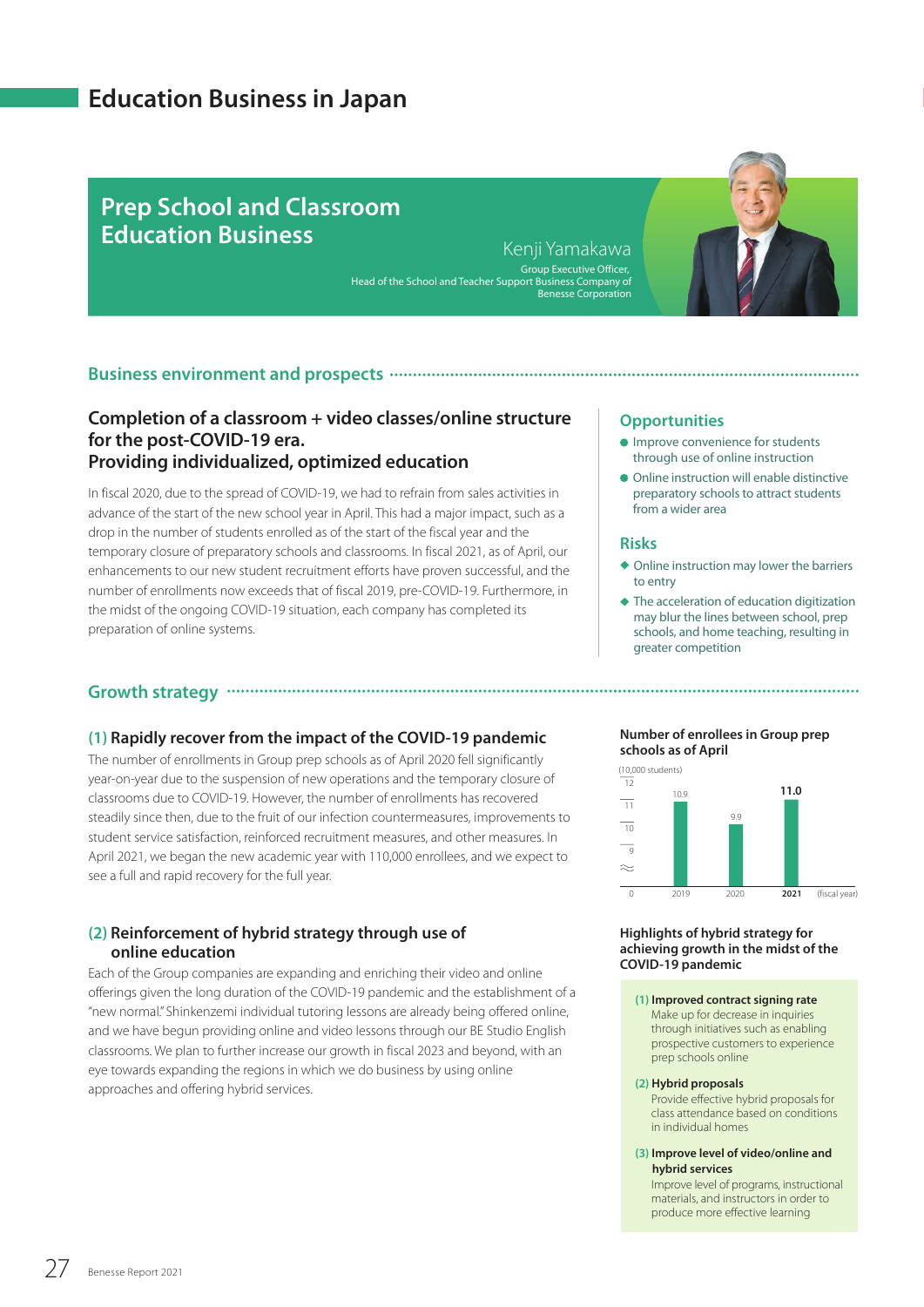# Education Business in Japan

## Prep School and Classroom Education Business

Kenji Yamakawa
Group Executive Officer,
Head of the School and Teacher Support Business Company of Benesse Corporation

### Business environment and prospects

**Completion of a classroom + video classes/online structure for the post-COVID-19 era.
Providing individualized, optimized education**

In fiscal 2020, due to the spread of COVID-19, we had to refrain from sales activities in advance of the start of the new school year in April. This had a major impact, such as a drop in the number of students enrolled as of the start of the fiscal year and the temporary closure of preparatory schools and classrooms. In fiscal 2021, as of April, our enhancements to our new student recruitment efforts have proven successful, and the number of enrollments now exceeds that of fiscal 2019, pre-COVID-19. Furthermore, in the midst of the ongoing COVID-19 situation, each company has completed its preparation of online systems.

**Opportunities**

- Improve convenience for students through use of online instruction
- Online instruction will enable distinctive preparatory schools to attract students from a wider area

**Risks**

- Online instruction may lower the barriers to entry
- The acceleration of education digitization may blur the lines between school, prep schools, and home teaching, resulting in greater competition

### Growth strategy

**(1) Rapidly recover from the impact of the COVID-19 pandemic**

The number of enrollments in Group prep schools as of April 2020 fell significantly year-on-year due to the suspension of new operations and the temporary closure of classrooms due to COVID-19. However, the number of enrollments has recovered steadily since then, due to the fruit of our infection countermeasures, improvements to student service satisfaction, reinforced recruitment measures, and other measures. In April 2021, we began the new academic year with 110,000 enrollees, and we expect to see a full and rapid recovery for the full year.

**Number of enrollees in Group prep schools as of April**

(10,000 students)

| Fiscal year | 2019 | 2020 | 2021 |
|---|---|---|---|
| Enrollees | 10.9 | 9.9 | 11.0 |

**(2) Reinforcement of hybrid strategy through use of online education**

Each of the Group companies are expanding and enriching their video and online offerings given the long duration of the COVID-19 pandemic and the establishment of a "new normal." Shinkenzemi individual tutoring lessons are already being offered online, and we have begun providing online and video lessons through our BE Studio English classrooms. We plan to further increase our growth in fiscal 2023 and beyond, with an eye towards expanding the regions in which we do business by using online approaches and offering hybrid services.

**Highlights of hybrid strategy for achieving growth in the midst of the COVID-19 pandemic**

**(1) Improved contract signing rate**
Make up for decrease in inquiries through initiatives such as enabling prospective customers to experience prep schools online

**(2) Hybrid proposals**
Provide effective hybrid proposals for class attendance based on conditions in individual homes

**(3) Improve level of video/online and hybrid services**
Improve level of programs, instructional materials, and instructors in order to produce more effective learning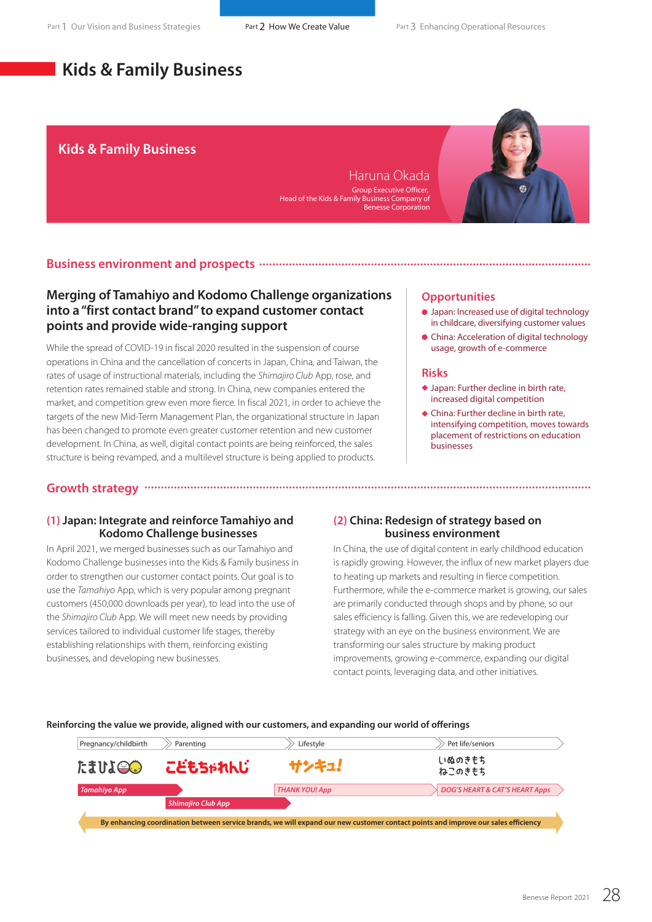# Kids & Family Business

## Kids & Family Business

Haruna Okada
Group Executive Officer,
Head of the Kids & Family Business Company of
Benesse Corporation

## Business environment and prospects

### Merging of Tamahiyo and Kodomo Challenge organizations into a “first contact brand” to expand customer contact points and provide wide-ranging support

While the spread of COVID-19 in fiscal 2020 resulted in the suspension of course operations in China and the cancellation of concerts in Japan, China, and Taiwan, the rates of usage of instructional materials, including the *Shimajiro Club* App, rose, and retention rates remained stable and strong. In China, new companies entered the market, and competition grew even more fierce. In fiscal 2021, in order to achieve the targets of the new Mid-Term Management Plan, the organizational structure in Japan has been changed to promote even greater customer retention and new customer development. In China, as well, digital contact points are being reinforced, the sales structure is being revamped, and a multilevel structure is being applied to products.

### Opportunities

- Japan: Increased use of digital technology in childcare, diversifying customer values
- China: Acceleration of digital technology usage, growth of e-commerce

### Risks

- Japan: Further decline in birth rate, increased digital competition
- China: Further decline in birth rate, intensifying competition, moves towards placement of restrictions on education businesses

## Growth strategy

### (1) Japan: Integrate and reinforce Tamahiyo and Kodomo Challenge businesses

In April 2021, we merged businesses such as our Tamahiyo and Kodomo Challenge businesses into the Kids & Family business in order to strengthen our customer contact points. Our goal is to use the *Tamahiyo* App, which is very popular among pregnant customers (450,000 downloads per year), to lead into the use of the *Shimajiro Club* App. We will meet new needs by providing services tailored to individual customer life stages, thereby establishing relationships with them, reinforcing existing businesses, and developing new businesses.

### (2) China: Redesign of strategy based on business environment

In China, the use of digital content in early childhood education is rapidly growing. However, the influx of new market players due to heating up markets and resulting in fierce competition. Furthermore, while the e-commerce market is growing, our sales are primarily conducted through shops and by phone, so our sales efficiency is falling. Given this, we are redeveloping our strategy with an eye on the business environment. We are transforming our sales structure by making product improvements, growing e-commerce, expanding our digital contact points, leveraging data, and other initiatives.

**Reinforcing the value we provide, aligned with our customers, and expanding our world of offerings**

| Pregnancy/childbirth | Parenting | Lifestyle | Pet life/seniors |
|---|---|---|---|
| たまひよ | こどもちゃれんじ | サンキュ! | いぬのきもち ねこのきもち |
| *Tamahiyo App* | *Shimajiro Club App* | *THANK YOU! App* | *DOG'S HEART & CAT'S HEART Apps* |

**By enhancing coordination between service brands, we will expand our new customer contact points and improve our sales efficiency**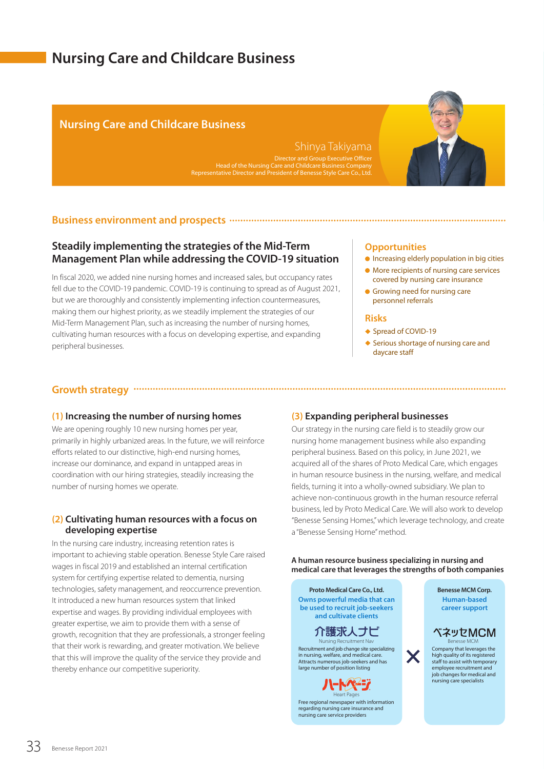# Nursing Care and Childcare Business

## Nursing Care and Childcare Business

**Shinya Takiyama**
Director and Group Executive Officer
Head of the Nursing Care and Childcare Business Company
Representative Director and President of Benesse Style Care Co., Ltd.

## Business environment and prospects

### Steadily implementing the strategies of the Mid-Term Management Plan while addressing the COVID-19 situation

In fiscal 2020, we added nine nursing homes and increased sales, but occupancy rates fell due to the COVID-19 pandemic. COVID-19 is continuing to spread as of August 2021, but we are thoroughly and consistently implementing infection countermeasures, making them our highest priority, as we steadily implement the strategies of our Mid-Term Management Plan, such as increasing the number of nursing homes, cultivating human resources with a focus on developing expertise, and expanding peripheral businesses.

### Opportunities

- Increasing elderly population in big cities
- More recipients of nursing care services covered by nursing care insurance
- Growing need for nursing care personnel referrals

### Risks

- Spread of COVID-19
- Serious shortage of nursing care and daycare staff

## Growth strategy

### (1) Increasing the number of nursing homes

We are opening roughly 10 new nursing homes per year, primarily in highly urbanized areas. In the future, we will reinforce efforts related to our distinctive, high-end nursing homes, increase our dominance, and expand in untapped areas in coordination with our hiring strategies, steadily increasing the number of nursing homes we operate.

### (2) Cultivating human resources with a focus on developing expertise

In the nursing care industry, increasing retention rates is important to achieving stable operation. Benesse Style Care raised wages in fiscal 2019 and established an internal certification system for certifying expertise related to dementia, nursing technologies, safety management, and reoccurrence prevention. It introduced a new human resources system that linked expertise and wages. By providing individual employees with greater expertise, we aim to provide them with a sense of growth, recognition that they are professionals, a stronger feeling that their work is rewarding, and greater motivation. We believe that this will improve the quality of the service they provide and thereby enhance our competitive superiority.

### (3) Expanding peripheral businesses

Our strategy in the nursing care field is to steadily grow our nursing home management business while also expanding peripheral business. Based on this policy, in June 2021, we acquired all of the shares of Proto Medical Care, which engages in human resource business in the nursing, welfare, and medical fields, turning it into a wholly-owned subsidiary. We plan to achieve non-continuous growth in the human resource referral business, led by Proto Medical Care. We will also work to develop "Benesse Sensing Homes," which leverage technology, and create a "Benesse Sensing Home" method.

#### A human resource business specializing in nursing and medical care that leverages the strengths of both companies

**Proto Medical Care Co., Ltd.**
Owns powerful media that can be used to recruit job-seekers and cultivate clients

介護求人ナビ
Nursing Recruitment Nav
Recruitment and job change site specializing in nursing, welfare, and medical care. Attracts numerous job-seekers and has large number of position listing

ハートページ
Heart Pages
Free regional newspaper with information regarding nursing care insurance and nursing care service providers

×

**Benesse MCM Corp.**
Human-based career support

ベネッセMCM
Benesse MCM
Company that leverages the high quality of its registered staff to assist with temporary employee recruitment and job changes for medical and nursing care specialists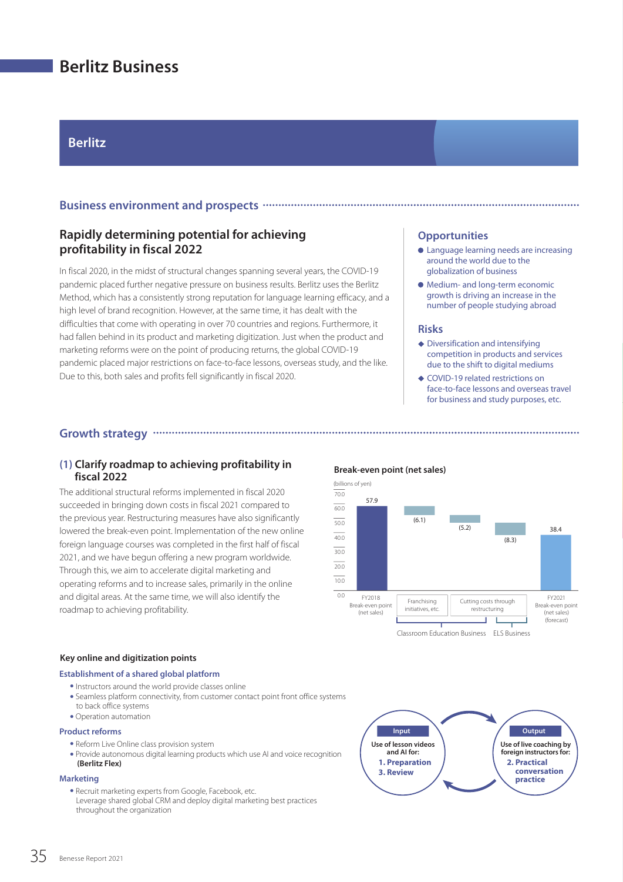# Berlitz Business

## Berlitz

### Business environment and prospects

#### Rapidly determining potential for achieving profitability in fiscal 2022

In fiscal 2020, in the midst of structural changes spanning several years, the COVID-19 pandemic placed further negative pressure on business results. Berlitz uses the Berlitz Method, which has a consistently strong reputation for language learning efficacy, and a high level of brand recognition. However, at the same time, it has dealt with the difficulties that come with operating in over 70 countries and regions. Furthermore, it had fallen behind in its product and marketing digitization. Just when the product and marketing reforms were on the point of producing returns, the global COVID-19 pandemic placed major restrictions on face-to-face lessons, overseas study, and the like. Due to this, both sales and profits fell significantly in fiscal 2020.

#### Opportunities

- Language learning needs are increasing around the world due to the globalization of business
- Medium- and long-term economic growth is driving an increase in the number of people studying abroad

#### Risks

- Diversification and intensifying competition in products and services due to the shift to digital mediums
- COVID-19 related restrictions on face-to-face lessons and overseas travel for business and study purposes, etc.

### Growth strategy

#### (1) Clarify roadmap to achieving profitability in fiscal 2022

The additional structural reforms implemented in fiscal 2020 succeeded in bringing down costs in fiscal 2021 compared to the previous year. Restructuring measures have also significantly lowered the break-even point. Implementation of the new online foreign language courses was completed in the first half of fiscal 2021, and we have begun offering a new program worldwide. Through this, we aim to accelerate digital marketing and operating reforms and to increase sales, primarily in the online and digital areas. At the same time, we will also identify the roadmap to achieving profitability.

**Break-even point (net sales)**

(billions of yen)

70.0
60.0
50.0
40.0
30.0
20.0
10.0
0.0

57.9
(6.1)
(5.2)
(8.3)
38.4

FY2018 Break-even point (net sales)
Franchising initiatives, etc.
Cutting costs through restructuring
FY2021 Break-even point (net sales) (forecast)

Classroom Education Business
ELS Business

#### Key online and digitization points

**Establishment of a shared global platform**

- Instructors around the world provide classes online
- Seamless platform connectivity, from customer contact point front office systems to back office systems
- Operation automation

**Product reforms**

- Reform Live Online class provision system
- Provide autonomous digital learning products which use AI and voice recognition **(Berlitz Flex)**

**Marketing**

- Recruit marketing experts from Google, Facebook, etc. Leverage shared global CRM and deploy digital marketing best practices throughout the organization

**Input**
Use of lesson videos and AI for:
**1. Preparation**
**3. Review**

**Output**
Use of live coaching by foreign instructors for:
**2. Practical conversation practice**